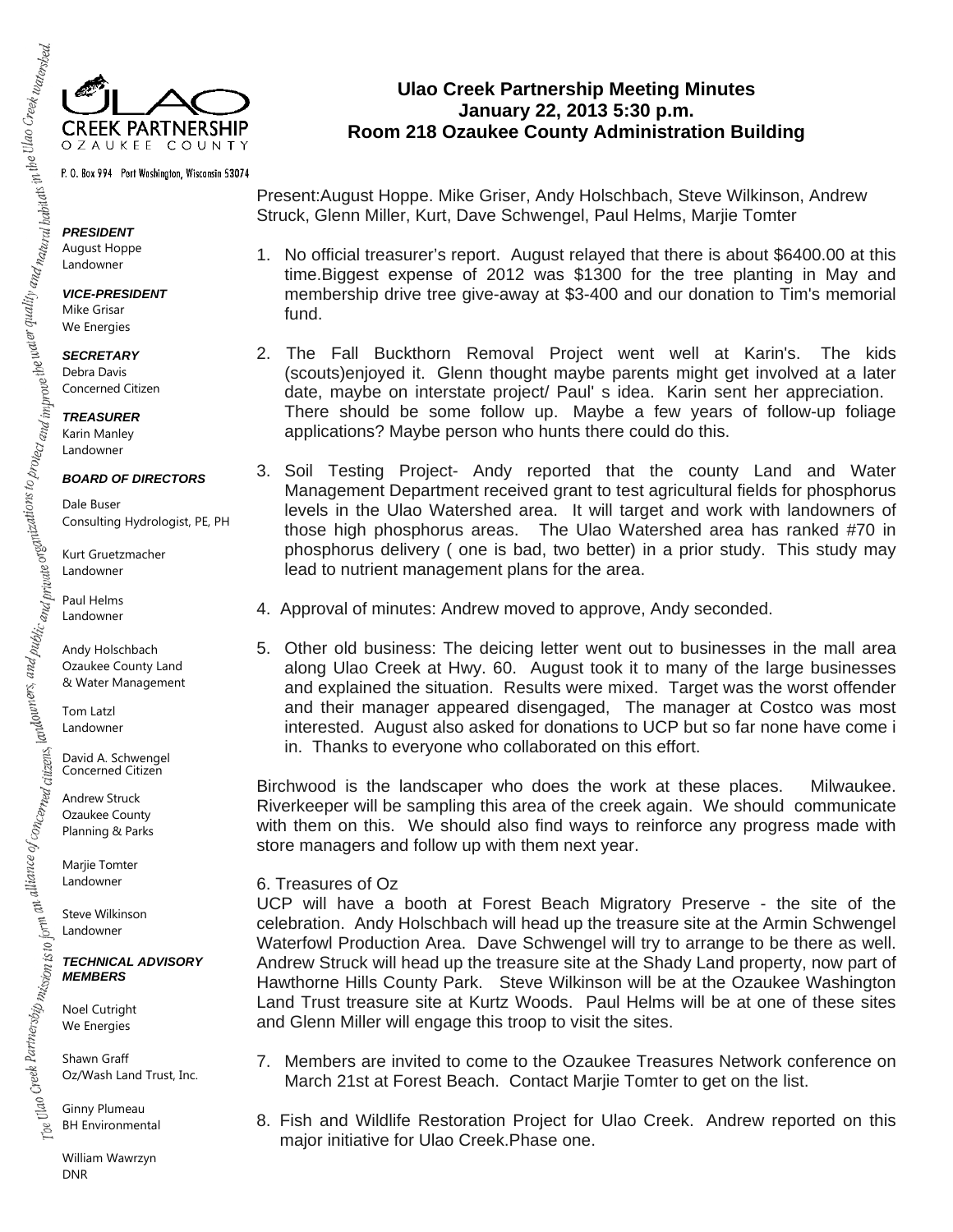ULAO CREEK PARTNERSHIP
OZAUKEE COUNTY

P. O. Box 994 Port Washington, Wisconsin 53074

*The Ulao Creek Partnership mission is to form an alliance of concerned citizens, landowners, and public and private organizations to protect and improve the water quality and natural habitats in the Ulao Creek watershed.*

***PRESIDENT***
August Hoppe
Landowner

***VICE-PRESIDENT***
Mike Grisar
We Energies

***SECRETARY***
Debra Davis
Concerned Citizen

***TREASURER***
Karin Manley
Landowner

***BOARD OF DIRECTORS***

Dale Buser
Consulting Hydrologist, PE, PH

Kurt Gruetzmacher
Landowner

Paul Helms
Landowner

Andy Holschbach
Ozaukee County Land & Water Management

Tom Latzl
Landowner

David A. Schwengel
Concerned Citizen

Andrew Struck
Ozaukee County Planning & Parks

Marjie Tomter
Landowner

Steve Wilkinson
Landowner

***TECHNICAL ADVISORY MEMBERS***

Noel Cutright
We Energies

Shawn Graff
Oz/Wash Land Trust, Inc.

Ginny Plumeau
BH Environmental

William Wawrzyn
DNR

# Ulao Creek Partnership Meeting Minutes
## January 22, 2013 5:30 p.m.
## Room 218 Ozaukee County Administration Building

Present:August Hoppe. Mike Griser, Andy Holschbach, Steve Wilkinson, Andrew Struck, Glenn Miller, Kurt, Dave Schwengel, Paul Helms, Marjie Tomter

1. No official treasurer’s report. August relayed that there is about $6400.00 at this time.Biggest expense of 2012 was $1300 for the tree planting in May and membership drive tree give-away at $3-400 and our donation to Tim's memorial fund.

2. The Fall Buckthorn Removal Project went well at Karin's. The kids (scouts)enjoyed it. Glenn thought maybe parents might get involved at a later date, maybe on interstate project/ Paul' s idea. Karin sent her appreciation. There should be some follow up. Maybe a few years of follow-up foliage applications? Maybe person who hunts there could do this.

3. Soil Testing Project- Andy reported that the county Land and Water Management Department received grant to test agricultural fields for phosphorus levels in the Ulao Watershed area. It will target and work with landowners of those high phosphorus areas. The Ulao Watershed area has ranked #70 in phosphorus delivery ( one is bad, two better) in a prior study. This study may lead to nutrient management plans for the area.

4. Approval of minutes: Andrew moved to approve, Andy seconded.

5. Other old business: The deicing letter went out to businesses in the mall area along Ulao Creek at Hwy. 60. August took it to many of the large businesses and explained the situation. Results were mixed. Target was the worst offender and their manager appeared disengaged, The manager at Costco was most interested. August also asked for donations to UCP but so far none have come i in. Thanks to everyone who collaborated on this effort.

Birchwood is the landscaper who does the work at these places. Milwaukee. Riverkeeper will be sampling this area of the creek again. We should communicate with them on this. We should also find ways to reinforce any progress made with store managers and follow up with them next year.

6. Treasures of Oz
UCP will have a booth at Forest Beach Migratory Preserve - the site of the celebration. Andy Holschbach will head up the treasure site at the Armin Schwengel Waterfowl Production Area. Dave Schwengel will try to arrange to be there as well. Andrew Struck will head up the treasure site at the Shady Land property, now part of Hawthorne Hills County Park. Steve Wilkinson will be at the Ozaukee Washington Land Trust treasure site at Kurtz Woods. Paul Helms will be at one of these sites and Glenn Miller will engage this troop to visit the sites.

7. Members are invited to come to the Ozaukee Treasures Network conference on March 21st at Forest Beach. Contact Marjie Tomter to get on the list.

8. Fish and Wildlife Restoration Project for Ulao Creek. Andrew reported on this major initiative for Ulao Creek.Phase one.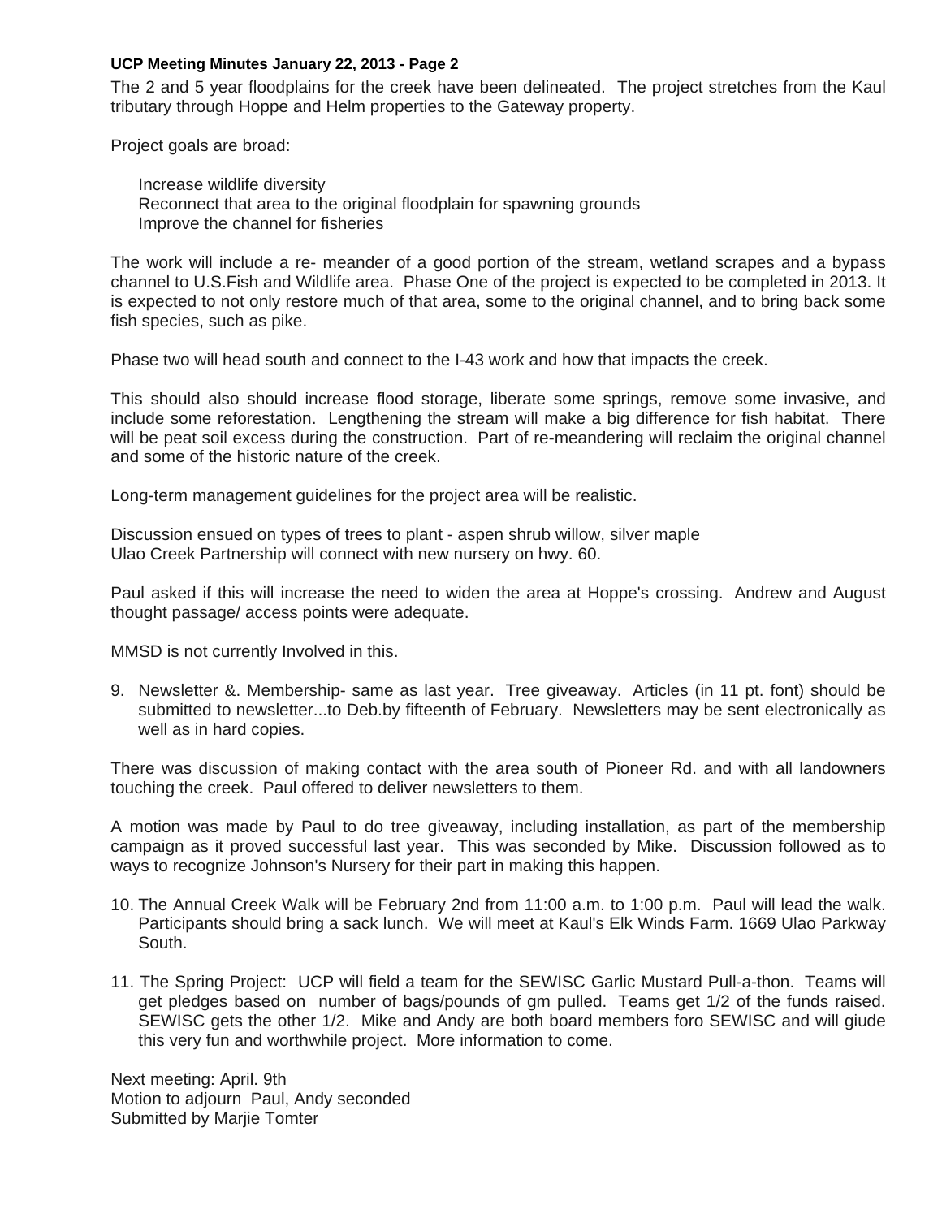The 2 and 5 year floodplains for the creek have been delineated. The project stretches from the Kaul tributary through Hoppe and Helm properties to the Gateway property.

Project goals are broad:

- Increase wildlife diversity
- Reconnect that area to the original floodplain for spawning grounds
- Improve the channel for fisheries

The work will include a re- meander of a good portion of the stream, wetland scrapes and a bypass channel to U.S.Fish and Wildlife area. Phase One of the project is expected to be completed in 2013. It is expected to not only restore much of that area, some to the original channel, and to bring back some fish species, such as pike.

Phase two will head south and connect to the I-43 work and how that impacts the creek.

This should also should increase flood storage, liberate some springs, remove some invasive, and include some reforestation. Lengthening the stream will make a big difference for fish habitat. There will be peat soil excess during the construction. Part of re-meandering will reclaim the original channel and some of the historic nature of the creek.

Long-term management guidelines for the project area will be realistic.

Discussion ensued on types of trees to plant - aspen shrub willow, silver maple
Ulao Creek Partnership will connect with new nursery on hwy. 60.

Paul asked if this will increase the need to widen the area at Hoppe's crossing. Andrew and August thought passage/ access points were adequate.

MMSD is not currently Involved in this.

9. Newsletter &. Membership- same as last year. Tree giveaway. Articles (in 11 pt. font) should be submitted to newsletter...to Deb.by fifteenth of February. Newsletters may be sent electronically as well as in hard copies.

There was discussion of making contact with the area south of Pioneer Rd. and with all landowners touching the creek. Paul offered to deliver newsletters to them.

A motion was made by Paul to do tree giveaway, including installation, as part of the membership campaign as it proved successful last year. This was seconded by Mike. Discussion followed as to ways to recognize Johnson's Nursery for their part in making this happen.

10. The Annual Creek Walk will be February 2nd from 11:00 a.m. to 1:00 p.m. Paul will lead the walk. Participants should bring a sack lunch. We will meet at Kaul's Elk Winds Farm. 1669 Ulao Parkway South.

11. The Spring Project: UCP will field a team for the SEWISC Garlic Mustard Pull-a-thon. Teams will get pledges based on number of bags/pounds of gm pulled. Teams get 1/2 of the funds raised. SEWISC gets the other 1/2. Mike and Andy are both board members foro SEWISC and will giude this very fun and worthwhile project. More information to come.

Next meeting: April. 9th
Motion to adjourn Paul, Andy seconded
Submitted by Marjie Tomter